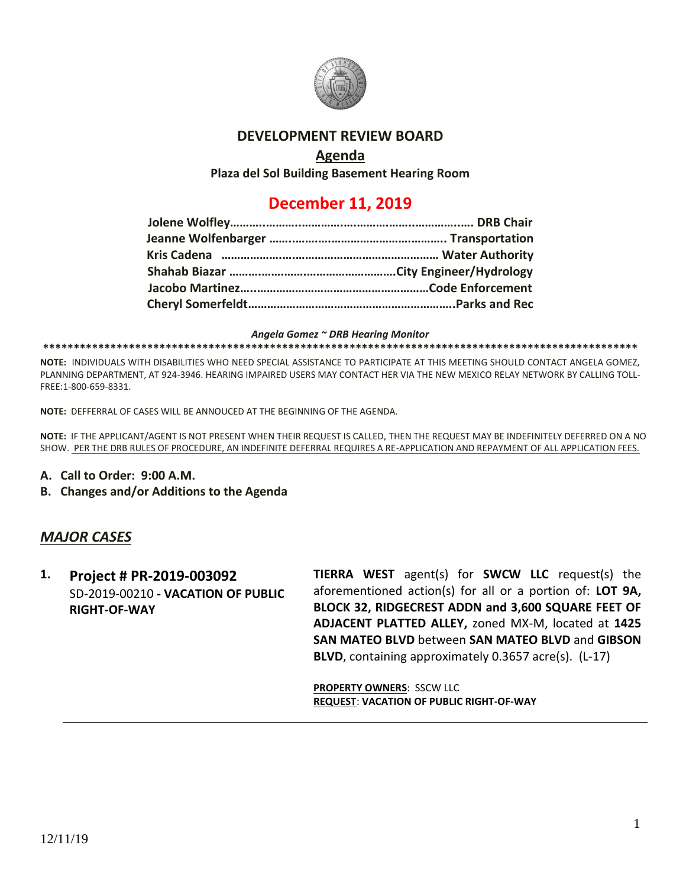# DEVELOPMENT REVIEW BOARD

## Agenda

**Plaza del Sol Building Basement Hearing Room**

## December 11, 2019

**Jolene Wolfley……………………………………………………………… DRB Chair**
**Jeanne Wolfenbarger ………………………………………………. Transportation**
**Kris Cadena …………………………………………………………… Water Authority**
**Shahab Biazar ……………………………………………City Engineer/Hydrology**
**Jacobo Martinez……………………………………………………Code Enforcement**
**Cheryl Somerfeldt………………………………………………………..Parks and Rec**

***Angela Gomez ~ DRB Hearing Monitor***

**\*\*\*\*\*\*\*\*\*\*\*\*\*\*\*\*\*\*\*\*\*\*\*\*\*\*\*\*\*\*\*\*\*\*\*\*\*\*\*\*\*\*\*\*\*\*\*\*\*\*\*\*\*\*\*\*\*\*\*\*\*\*\*\*\*\*\*\*\*\*\*\*\*\*\*\*\*\*\*\*\*\*\*\*\*\*\*\*\*\*\*\*\*\*\*\*\***

**NOTE:** INDIVIDUALS WITH DISABILITIES WHO NEED SPECIAL ASSISTANCE TO PARTICIPATE AT THIS MEETING SHOULD CONTACT ANGELA GOMEZ, PLANNING DEPARTMENT, AT 924-3946. HEARING IMPAIRED USERS MAY CONTACT HER VIA THE NEW MEXICO RELAY NETWORK BY CALLING TOLL-FREE:1-800-659-8331.

**NOTE:** DEFFERRAL OF CASES WILL BE ANNOUCED AT THE BEGINNING OF THE AGENDA.

**NOTE:** IF THE APPLICANT/AGENT IS NOT PRESENT WHEN THEIR REQUEST IS CALLED, THEN THE REQUEST MAY BE INDEFINITELY DEFERRED ON A NO SHOW. <u>PER THE DRB RULES OF PROCEDURE, AN INDEFINITE DEFERRAL REQUIRES A RE-APPLICATION AND REPAYMENT OF ALL APPLICATION FEES.</u>

**A. Call to Order: 9:00 A.M.**

**B. Changes and/or Additions to the Agenda**

## *MAJOR CASES*

**1. Project # PR-2019-003092**
SD-2019-00210 **- VACATION OF PUBLIC RIGHT-OF-WAY**

**TIERRA WEST** agent(s) for **SWCW LLC** request(s) the aforementioned action(s) for all or a portion of: **LOT 9A, BLOCK 32, RIDGECREST ADDN and 3,600 SQUARE FEET OF ADJACENT PLATTED ALLEY,** zoned MX-M, located at **1425 SAN MATEO BLVD** between **SAN MATEO BLVD** and **GIBSON BLVD**, containing approximately 0.3657 acre(s). (L-17)

**<u>PROPERTY OWNERS</u>**: SSCW LLC
**<u>REQUEST</u>**: **VACATION OF PUBLIC RIGHT-OF-WAY**

---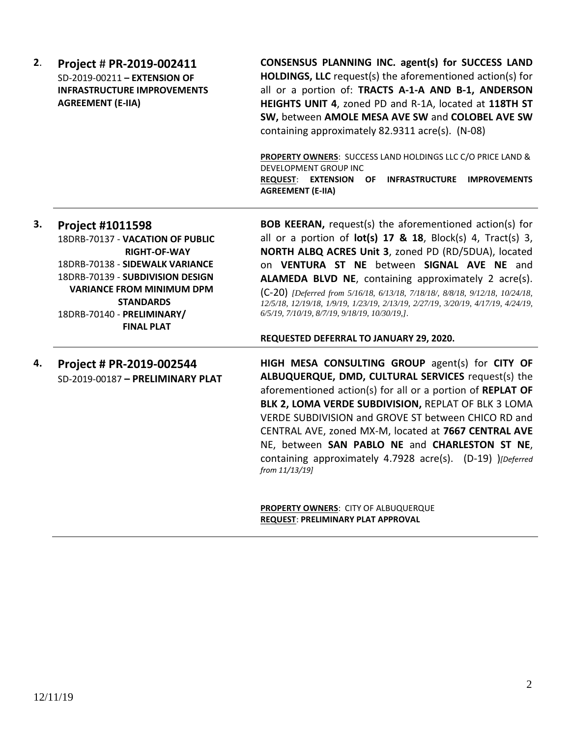**2.** **Project # PR-2019-002411**
SD-2019-00211 **– EXTENSION OF INFRASTRUCTURE IMPROVEMENTS AGREEMENT (E-IIA)**

**CONSENSUS PLANNING INC. agent(s) for SUCCESS LAND HOLDINGS, LLC** request(s) the aforementioned action(s) for all or a portion of: **TRACTS A-1-A AND B-1, ANDERSON HEIGHTS UNIT 4**, zoned PD and R-1A, located at **118TH ST SW,** between **AMOLE MESA AVE SW** and **COLOBEL AVE SW** containing approximately 82.9311 acre(s). (N-08)

**PROPERTY OWNERS**: SUCCESS LAND HOLDINGS LLC C/O PRICE LAND & DEVELOPMENT GROUP INC
**REQUEST**: **EXTENSION OF INFRASTRUCTURE IMPROVEMENTS AGREEMENT (E-IIA)**

---

**3.** **Project #1011598**
18DRB-70137 - **VACATION OF PUBLIC RIGHT-OF-WAY**
18DRB-70138 - **SIDEWALK VARIANCE**
18DRB-70139 - **SUBDIVISION DESIGN VARIANCE FROM MINIMUM DPM STANDARDS**
18DRB-70140 - **PRELIMINARY/ FINAL PLAT**

**BOB KEERAN,** request(s) the aforementioned action(s) for all or a portion of **lot(s) 17 & 18**, Block(s) 4, Tract(s) 3, **NORTH ALBQ ACRES Unit 3**, zoned PD (RD/5DUA), located on **VENTURA ST NE** between **SIGNAL AVE NE** and **ALAMEDA BLVD NE**, containing approximately 2 acre(s). (C-20) *[Deferred from 5/16/18, 6/13/18, 7/18/18/, 8/8/18, 9/12/18, 10/24/18, 12/5/18, 12/19/18, 1/9/19, 1/23/19, 2/13/19, 2/27/19, 3/20/19, 4/17/19, 4/24/19, 6/5/19, 7/10/19, 8/7/19, 9/18/19, 10/30/19,]*.

**REQUESTED DEFERRAL TO JANUARY 29, 2020.**

---

**4.** **Project # PR-2019-002544**
SD-2019-00187 **– PRELIMINARY PLAT**

**HIGH MESA CONSULTING GROUP** agent(s) for **CITY OF ALBUQUERQUE, DMD, CULTURAL SERVICES** request(s) the aforementioned action(s) for all or a portion of **REPLAT OF BLK 2, LOMA VERDE SUBDIVISION,** REPLAT OF BLK 3 LOMA VERDE SUBDIVISION and GROVE ST between CHICO RD and CENTRAL AVE, zoned MX-M, located at **7667 CENTRAL AVE** NE, between **SAN PABLO NE** and **CHARLESTON ST NE**, containing approximately 4.7928 acre(s). (D-19) )*[Deferred from 11/13/19]*

**PROPERTY OWNERS**: CITY OF ALBUQUERQUE
**REQUEST**: **PRELIMINARY PLAT APPROVAL**

---

12/11/19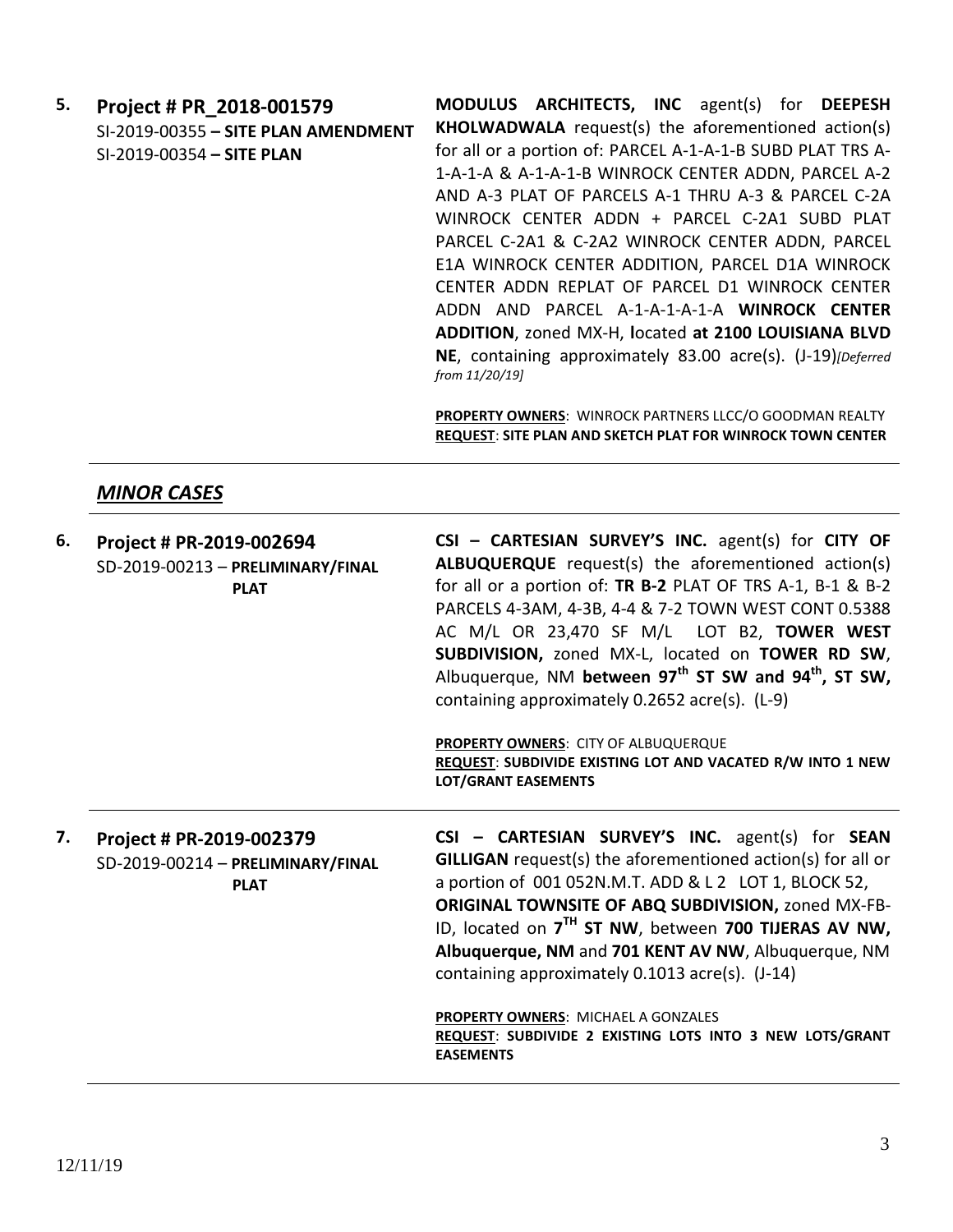**5. Project # PR_2018-001579**
SI-2019-00355 **– SITE PLAN AMENDMENT**
SI-2019-00354 **– SITE PLAN**

**MODULUS ARCHITECTS, INC** agent(s) for **DEEPESH KHOLWADWALA** request(s) the aforementioned action(s) for all or a portion of: PARCEL A-1-A-1-B SUBD PLAT TRS A-1-A-1-A & A-1-A-1-B WINROCK CENTER ADDN, PARCEL A-2 AND A-3 PLAT OF PARCELS A-1 THRU A-3 & PARCEL C-2A WINROCK CENTER ADDN + PARCEL C-2A1 SUBD PLAT PARCEL C-2A1 & C-2A2 WINROCK CENTER ADDN, PARCEL E1A WINROCK CENTER ADDITION, PARCEL D1A WINROCK CENTER ADDN REPLAT OF PARCEL D1 WINROCK CENTER ADDN AND PARCEL A-1-A-1-A-1-A **WINROCK CENTER ADDITION**, zoned MX-H, **l**ocated **at 2100 LOUISIANA BLVD NE**, containing approximately 83.00 acre(s). (J-19)*[Deferred from 11/20/19]*

**PROPERTY OWNERS**: WINROCK PARTNERS LLCC/O GOODMAN REALTY
**REQUEST**: **SITE PLAN AND SKETCH PLAT FOR WINROCK TOWN CENTER**

---

## *MINOR CASES*

---

**6. Project # PR-2019-002694**
SD-2019-00213 – **PRELIMINARY/FINAL PLAT**

**CSI – CARTESIAN SURVEY'S INC.** agent(s) for **CITY OF ALBUQUERQUE** request(s) the aforementioned action(s) for all or a portion of: **TR B-2** PLAT OF TRS A-1, B-1 & B-2 PARCELS 4-3AM, 4-3B, 4-4 & 7-2 TOWN WEST CONT 0.5388 AC M/L OR 23,470 SF M/L LOT B2, **TOWER WEST SUBDIVISION,** zoned MX-L, located on **TOWER RD SW**, Albuquerque, NM **between 97th ST SW and 94th, ST SW,** containing approximately 0.2652 acre(s). (L-9)

**PROPERTY OWNERS**: CITY OF ALBUQUERQUE
**REQUEST**: **SUBDIVIDE EXISTING LOT AND VACATED R/W INTO 1 NEW LOT/GRANT EASEMENTS**

---

**7. Project # PR-2019-002379**
SD-2019-00214 – **PRELIMINARY/FINAL PLAT**

**CSI – CARTESIAN SURVEY'S INC.** agent(s) for **SEAN GILLIGAN** request(s) the aforementioned action(s) for all or a portion of 001 052N.M.T. ADD & L 2 LOT 1, BLOCK 52, **ORIGINAL TOWNSITE OF ABQ SUBDIVISION,** zoned MX-FB-ID, located on **7TH ST NW**, between **700 TIJERAS AV NW, Albuquerque, NM** and **701 KENT AV NW**, Albuquerque, NM containing approximately 0.1013 acre(s). (J-14)

**PROPERTY OWNERS**: MICHAEL A GONZALES
**REQUEST**: **SUBDIVIDE 2 EXISTING LOTS INTO 3 NEW LOTS/GRANT EASEMENTS**

---

12/11/19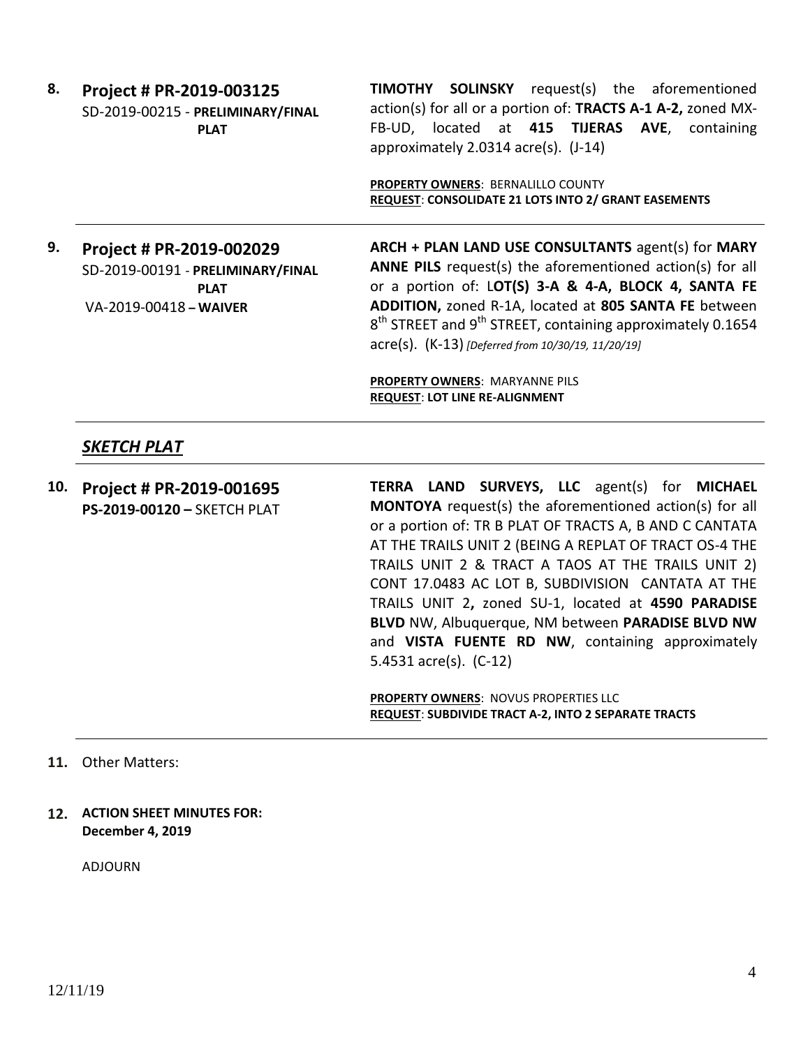| | | |
|---|---|---|
| 8. | **Project # PR-2019-003125**<br>SD-2019-00215 - **PRELIMINARY/FINAL PLAT** | **TIMOTHY SOLINSKY** request(s) the aforementioned action(s) for all or a portion of: **TRACTS A-1 A-2,** zoned MX-FB-UD, located at **415 TIJERAS AVE**, containing approximately 2.0314 acre(s). (J-14)<br><br>**PROPERTY OWNERS**: BERNALILLO COUNTY<br>**REQUEST**: **CONSOLIDATE 21 LOTS INTO 2/ GRANT EASEMENTS** |
| 9. | **Project # PR-2019-002029**<br>SD-2019-00191 - **PRELIMINARY/FINAL PLAT**<br>VA-2019-00418 **– WAIVER** | **ARCH + PLAN LAND USE CONSULTANTS** agent(s) for **MARY ANNE PILS** request(s) the aforementioned action(s) for all or a portion of: L**OT(S) 3-A & 4-A, BLOCK 4, SANTA FE ADDITION,** zoned R-1A, located at **805 SANTA FE** between 8th STREET and 9th STREET, containing approximately 0.1654 acre(s). (K-13) *[Deferred from 10/30/19, 11/20/19]*<br><br>**PROPERTY OWNERS**: MARYANNE PILS<br>**REQUEST**: **LOT LINE RE-ALIGNMENT** |

***SKETCH PLAT***

| | | |
|---|---|---|
| 10. | **Project # PR-2019-001695**<br>**PS-2019-00120 –** SKETCH PLAT | **TERRA LAND SURVEYS, LLC** agent(s) for **MICHAEL MONTOYA** request(s) the aforementioned action(s) for all or a portion of: TR B PLAT OF TRACTS A, B AND C CANTATA AT THE TRAILS UNIT 2 (BEING A REPLAT OF TRACT OS-4 THE TRAILS UNIT 2 & TRACT A TAOS AT THE TRAILS UNIT 2) CONT 17.0483 AC LOT B, SUBDIVISION CANTATA AT THE TRAILS UNIT 2**,** zoned SU-1, located at **4590 PARADISE BLVD** NW, Albuquerque, NM between **PARADISE BLVD NW** and **VISTA FUENTE RD NW**, containing approximately 5.4531 acre(s). (C-12)<br><br>**PROPERTY OWNERS**: NOVUS PROPERTIES LLC<br>**REQUEST**: **SUBDIVIDE TRACT A-2, INTO 2 SEPARATE TRACTS** |

**11.** Other Matters:

**12. ACTION SHEET MINUTES FOR: December 4, 2019**

ADJOURN

12/11/19